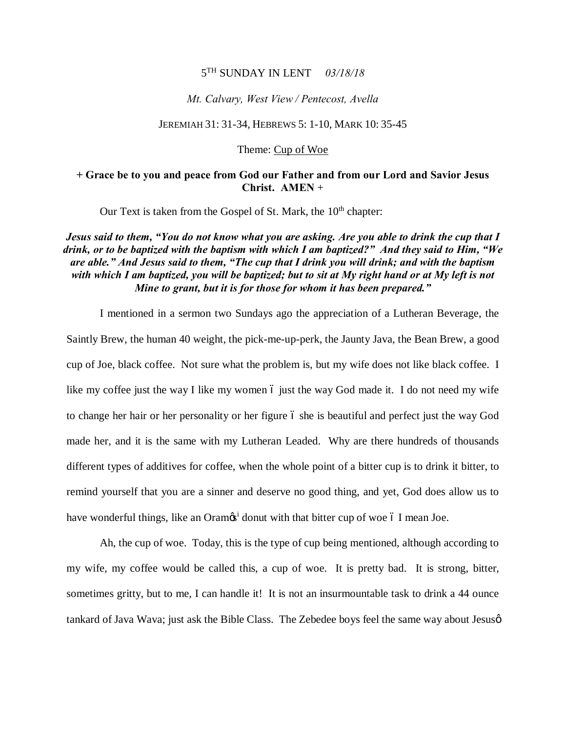5[TH] SUNDAY IN LENT *03/18/18*

*Mt. Calvary, West View / Pentecost, Avella*

JEREMIAH 31: 31-34, HEBREWS 5: 1-10, MARK 10: 35-45

Theme: Cup of Woe

**+ Grace be to you and peace from God our Father and from our Lord and Savior Jesus Christ. AMEN +**

Our Text is taken from the Gospel of St. Mark, the 10[th] chapter:

***Jesus said to them, "You do not know what you are asking. Are you able to drink the cup that I drink, or to be baptized with the baptism with which I am baptized?" And they said to Him, "We are able." And Jesus said to them, "The cup that I drink you will drink; and with the baptism with which I am baptized, you will be baptized; but to sit at My right hand or at My left is not Mine to grant, but it is for those for whom it has been prepared."***

I mentioned in a sermon two Sundays ago the appreciation of a Lutheran Beverage, the Saintly Brew, the human 40 weight, the pick-me-up-perk, the Jaunty Java, the Bean Brew, a good cup of Joe, black coffee. Not sure what the problem is, but my wife does not like black coffee. I like my coffee just the way I like my women – just the way God made it. I do not need my wife to change her hair or her personality or her figure – she is beautiful and perfect just the way God made her, and it is the same with my Lutheran Leaded. Why are there hundreds of thousands different types of additives for coffee, when the whole point of a bitter cup is to drink it bitter, to remind yourself that you are a sinner and deserve no good thing, and yet, God does allow us to have wonderful things, like an Oram's[i] donut with that bitter cup of woe – I mean Joe.

Ah, the cup of woe. Today, this is the type of cup being mentioned, although according to my wife, my coffee would be called this, a cup of woe. It is pretty bad. It is strong, bitter, sometimes gritty, but to me, I can handle it! It is not an insurmountable task to drink a 44 ounce tankard of Java Wava; just ask the Bible Class. The Zebedee boys feel the same way about Jesus'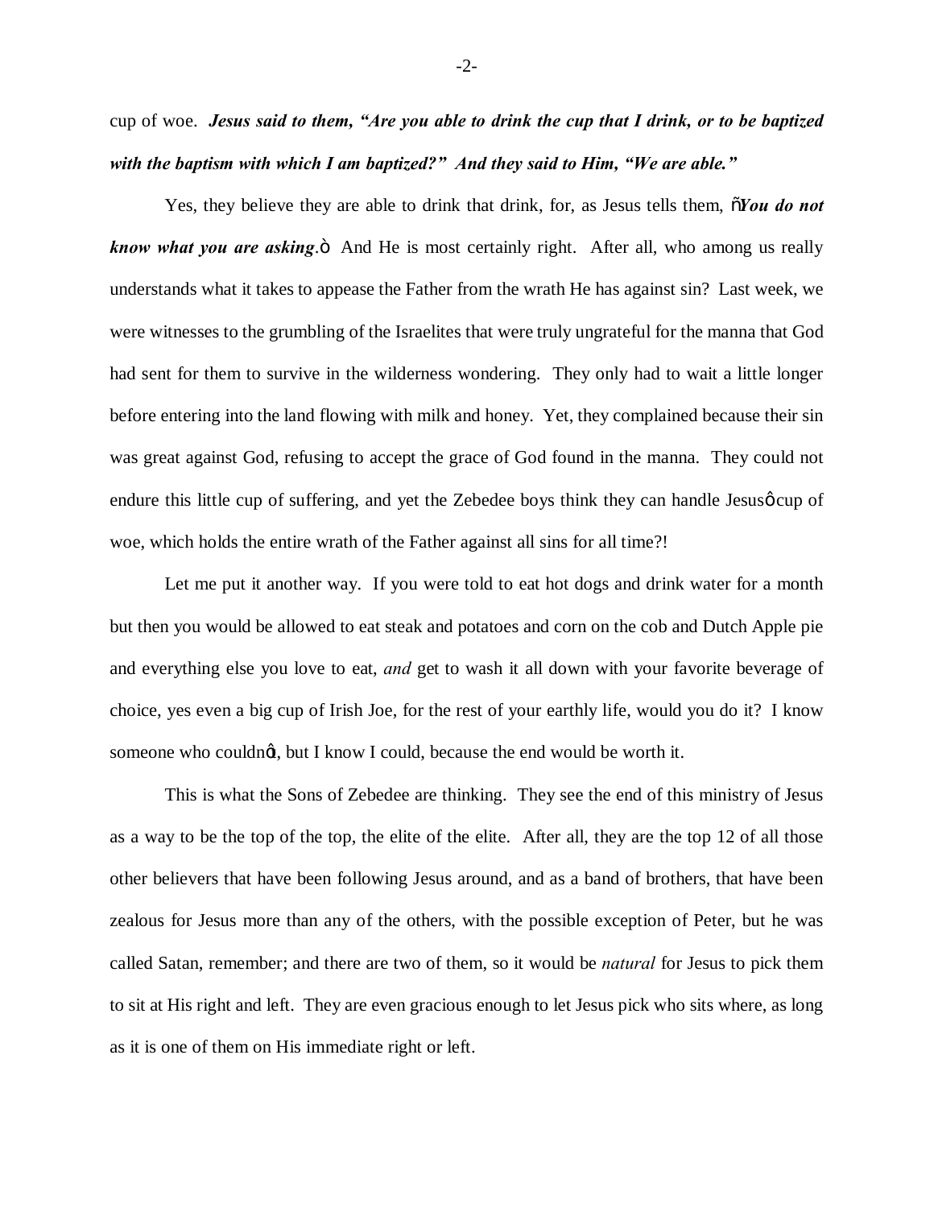cup of woe. ***Jesus said to them, "Are you able to drink the cup that I drink, or to be baptized with the baptism with which I am baptized?" And they said to Him, "We are able."***

Yes, they believe they are able to drink that drink, for, as Jesus tells them, ñ***You do not know what you are asking***.ö And He is most certainly right. After all, who among us really understands what it takes to appease the Father from the wrath He has against sin? Last week, we were witnesses to the grumbling of the Israelites that were truly ungrateful for the manna that God had sent for them to survive in the wilderness wondering. They only had to wait a little longer before entering into the land flowing with milk and honey. Yet, they complained because their sin was great against God, refusing to accept the grace of God found in the manna. They could not endure this little cup of suffering, and yet the Zebedee boys think they can handle Jesusô cup of woe, which holds the entire wrath of the Father against all sins for all time?!

Let me put it another way. If you were told to eat hot dogs and drink water for a month but then you would be allowed to eat steak and potatoes and corn on the cob and Dutch Apple pie and everything else you love to eat, *and* get to wash it all down with your favorite beverage of choice, yes even a big cup of Irish Joe, for the rest of your earthly life, would you do it? I know someone who couldnöt, but I know I could, because the end would be worth it.

This is what the Sons of Zebedee are thinking. They see the end of this ministry of Jesus as a way to be the top of the top, the elite of the elite. After all, they are the top 12 of all those other believers that have been following Jesus around, and as a band of brothers, that have been zealous for Jesus more than any of the others, with the possible exception of Peter, but he was called Satan, remember; and there are two of them, so it would be *natural* for Jesus to pick them to sit at His right and left. They are even gracious enough to let Jesus pick who sits where, as long as it is one of them on His immediate right or left.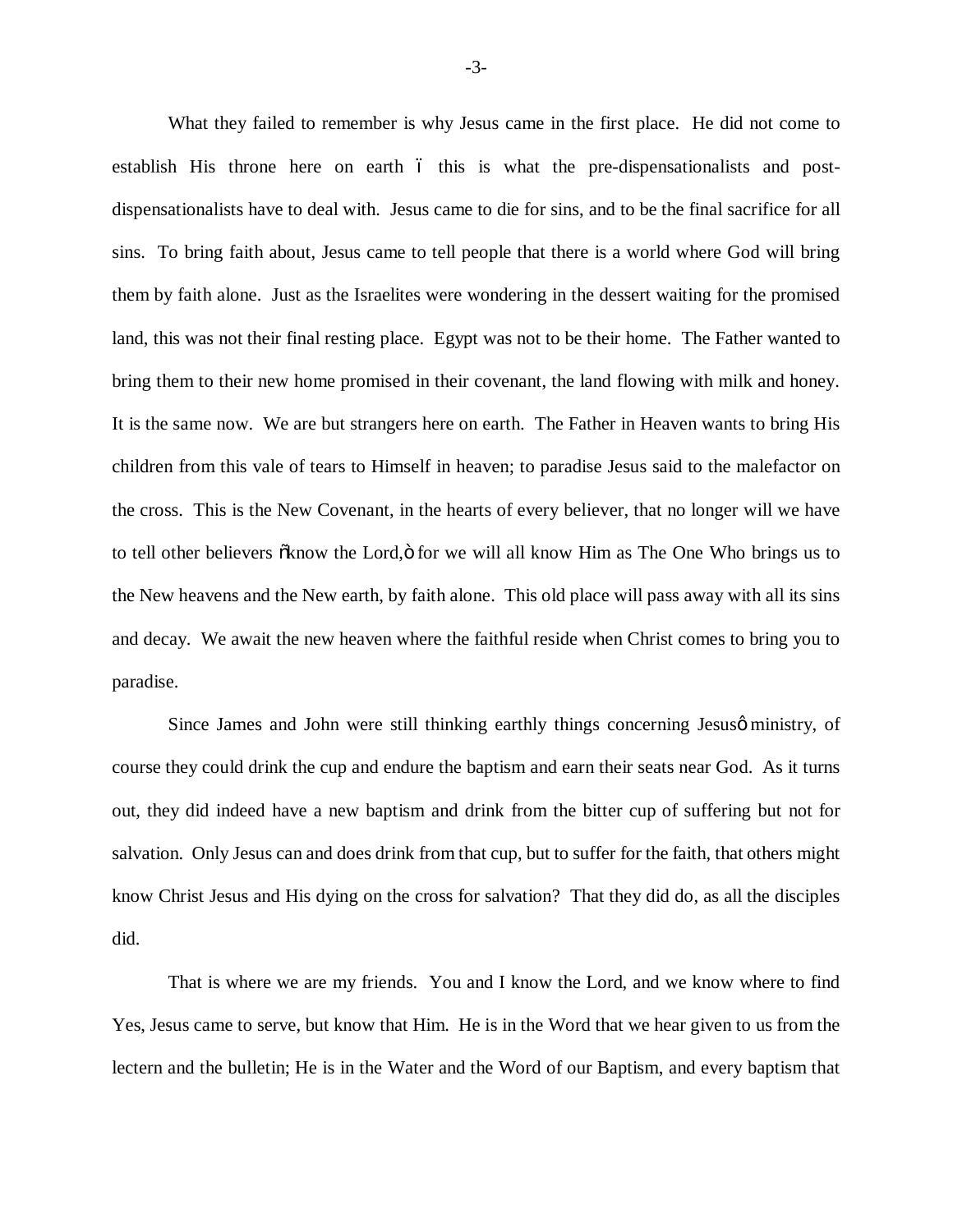What they failed to remember is why Jesus came in the first place. He did not come to establish His throne here on earth – this is what the pre-dispensationalists and post-dispensationalists have to deal with. Jesus came to die for sins, and to be the final sacrifice for all sins. To bring faith about, Jesus came to tell people that there is a world where God will bring them by faith alone. Just as the Israelites were wondering in the dessert waiting for the promised land, this was not their final resting place. Egypt was not to be their home. The Father wanted to bring them to their new home promised in their covenant, the land flowing with milk and honey. It is the same now. We are but strangers here on earth. The Father in Heaven wants to bring His children from this vale of tears to Himself in heaven; to paradise Jesus said to the malefactor on the cross. This is the New Covenant, in the hearts of every believer, that no longer will we have to tell other believers "know the Lord," for we will all know Him as The One Who brings us to the New heavens and the New earth, by faith alone. This old place will pass away with all its sins and decay. We await the new heaven where the faithful reside when Christ comes to bring you to paradise.

Since James and John were still thinking earthly things concerning Jesus' ministry, of course they could drink the cup and endure the baptism and earn their seats near God. As it turns out, they did indeed have a new baptism and drink from the bitter cup of suffering but not for salvation. Only Jesus can and does drink from that cup, but to suffer for the faith, that others might know Christ Jesus and His dying on the cross for salvation? That they did do, as all the disciples did.

That is where we are my friends. You and I know the Lord, and we know where to find Yes, Jesus came to serve, but know that Him. He is in the Word that we hear given to us from the lectern and the bulletin; He is in the Water and the Word of our Baptism, and every baptism that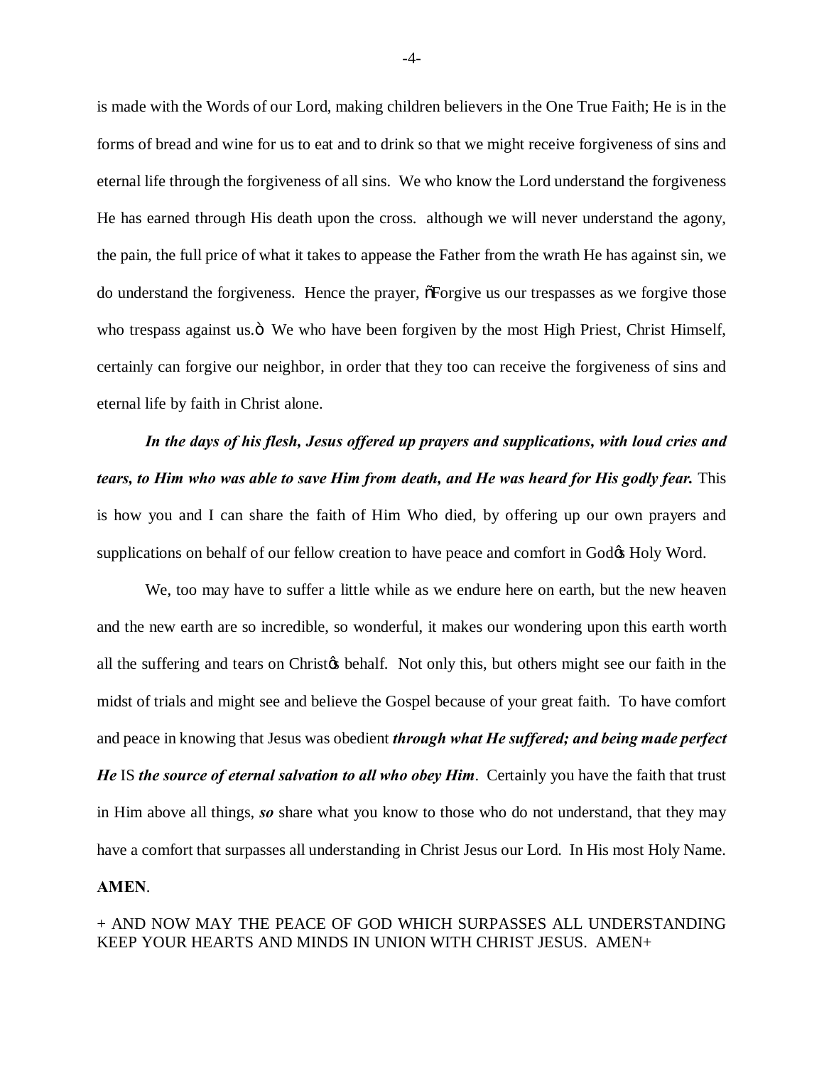is made with the Words of our Lord, making children believers in the One True Faith; He is in the forms of bread and wine for us to eat and to drink so that we might receive forgiveness of sins and eternal life through the forgiveness of all sins. We who know the Lord understand the forgiveness He has earned through His death upon the cross. although we will never understand the agony, the pain, the full price of what it takes to appease the Father from the wrath He has against sin, we do understand the forgiveness. Hence the prayer, õForgive us our trespasses as we forgive those who trespass against us.ö We who have been forgiven by the most High Priest, Christ Himself, certainly can forgive our neighbor, in order that they too can receive the forgiveness of sins and eternal life by faith in Christ alone.

***In the days of his flesh, Jesus offered up prayers and supplications, with loud cries and tears, to Him who was able to save Him from death, and He was heard for His godly fear.*** This is how you and I can share the faith of Him Who died, by offering up our own prayers and supplications on behalf of our fellow creation to have peace and comfort in Godøs Holy Word.

We, too may have to suffer a little while as we endure here on earth, but the new heaven and the new earth are so incredible, so wonderful, it makes our wondering upon this earth worth all the suffering and tears on Christøs behalf. Not only this, but others might see our faith in the midst of trials and might see and believe the Gospel because of your great faith. To have comfort and peace in knowing that Jesus was obedient ***through what He suffered; and being made perfect He*** IS ***the source of eternal salvation to all who obey Him***. Certainly you have the faith that trust in Him above all things, ***so*** share what you know to those who do not understand, that they may have a comfort that surpasses all understanding in Christ Jesus our Lord. In His most Holy Name. **AMEN**.

+ AND NOW MAY THE PEACE OF GOD WHICH SURPASSES ALL UNDERSTANDING KEEP YOUR HEARTS AND MINDS IN UNION WITH CHRIST JESUS. AMEN+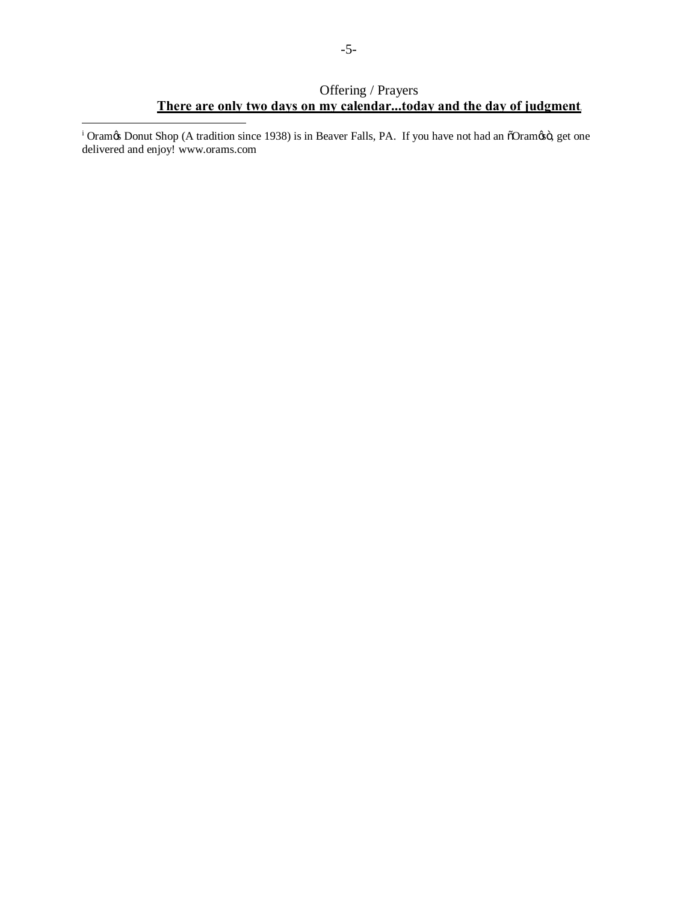Offering / Prayers

**There are only two days on my calendar...today and the day of judgment**

---

[i] Oram's Donut Shop (A tradition since 1938) is in Beaver Falls, PA. If you have not had an "Oram's", get one delivered and enjoy! www.orams.com